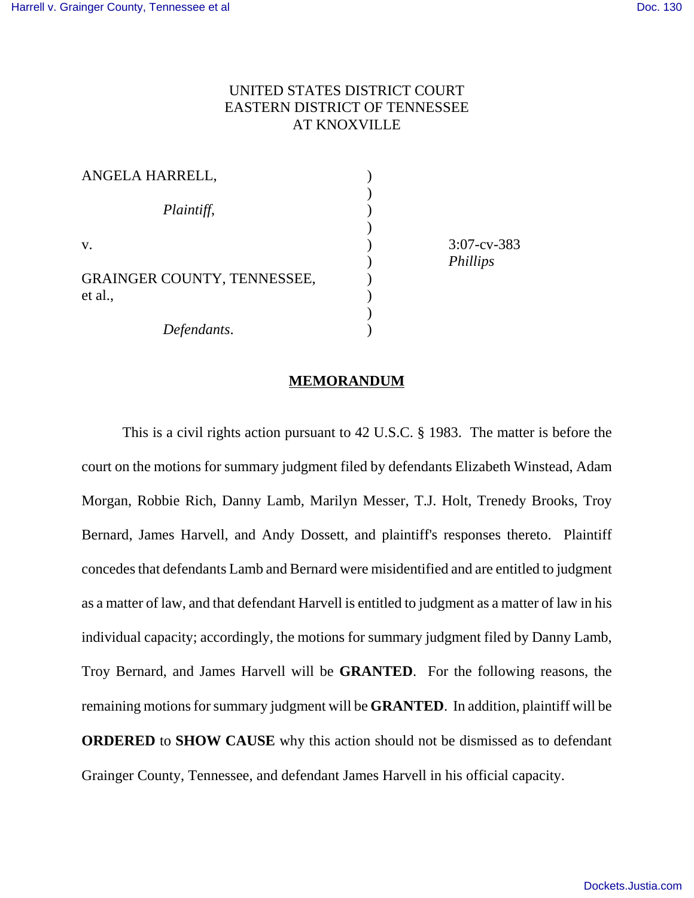UNITED STATES DISTRICT COURT
EASTERN DISTRICT OF TENNESSEE
AT KNOXVILLE

ANGELA HARRELL,

*Plaintiff,*

v.

GRAINGER COUNTY, TENNESSEE, et al.,

*Defendants.*

3:07-cv-383
*Phillips*

## MEMORANDUM

This is a civil rights action pursuant to 42 U.S.C. § 1983. The matter is before the court on the motions for summary judgment filed by defendants Elizabeth Winstead, Adam Morgan, Robbie Rich, Danny Lamb, Marilyn Messer, T.J. Holt, Trenedy Brooks, Troy Bernard, James Harvell, and Andy Dossett, and plaintiff's responses thereto. Plaintiff concedes that defendants Lamb and Bernard were misidentified and are entitled to judgment as a matter of law, and that defendant Harvell is entitled to judgment as a matter of law in his individual capacity; accordingly, the motions for summary judgment filed by Danny Lamb, Troy Bernard, and James Harvell will be **GRANTED**. For the following reasons, the remaining motions for summary judgment will be **GRANTED**. In addition, plaintiff will be **ORDERED** to **SHOW CAUSE** why this action should not be dismissed as to defendant Grainger County, Tennessee, and defendant James Harvell in his official capacity.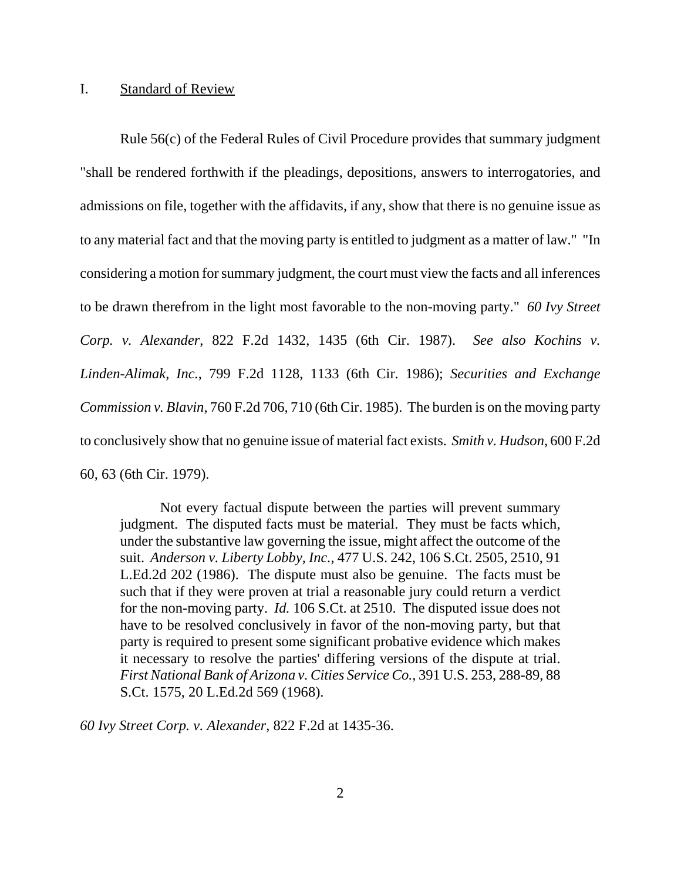## I. Standard of Review

Rule 56(c) of the Federal Rules of Civil Procedure provides that summary judgment "shall be rendered forthwith if the pleadings, depositions, answers to interrogatories, and admissions on file, together with the affidavits, if any, show that there is no genuine issue as to any material fact and that the moving party is entitled to judgment as a matter of law." "In considering a motion for summary judgment, the court must view the facts and all inferences to be drawn therefrom in the light most favorable to the non-moving party." *60 Ivy Street Corp. v. Alexander*, 822 F.2d 1432, 1435 (6th Cir. 1987). *See also Kochins v. Linden-Alimak, Inc.*, 799 F.2d 1128, 1133 (6th Cir. 1986); *Securities and Exchange Commission v. Blavin*, 760 F.2d 706, 710 (6th Cir. 1985). The burden is on the moving party to conclusively show that no genuine issue of material fact exists. *Smith v. Hudson*, 600 F.2d 60, 63 (6th Cir. 1979).

> Not every factual dispute between the parties will prevent summary judgment. The disputed facts must be material. They must be facts which, under the substantive law governing the issue, might affect the outcome of the suit. *Anderson v. Liberty Lobby, Inc.*, 477 U.S. 242, 106 S.Ct. 2505, 2510, 91 L.Ed.2d 202 (1986). The dispute must also be genuine. The facts must be such that if they were proven at trial a reasonable jury could return a verdict for the non-moving party. *Id.* 106 S.Ct. at 2510. The disputed issue does not have to be resolved conclusively in favor of the non-moving party, but that party is required to present some significant probative evidence which makes it necessary to resolve the parties' differing versions of the dispute at trial. *First National Bank of Arizona v. Cities Service Co.*, 391 U.S. 253, 288-89, 88 S.Ct. 1575, 20 L.Ed.2d 569 (1968).

*60 Ivy Street Corp. v. Alexander*, 822 F.2d at 1435-36.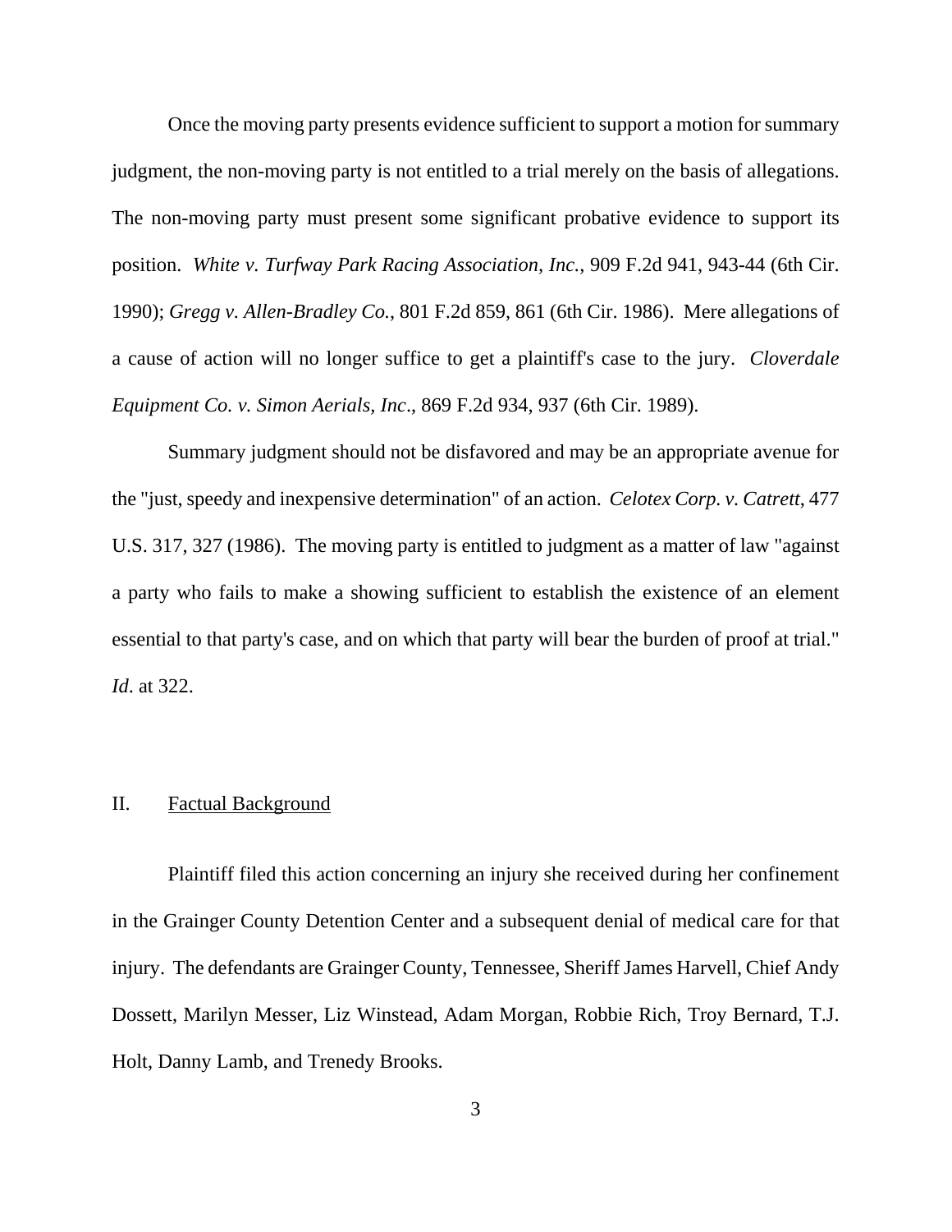Once the moving party presents evidence sufficient to support a motion for summary judgment, the non-moving party is not entitled to a trial merely on the basis of allegations. The non-moving party must present some significant probative evidence to support its position. *White v. Turfway Park Racing Association, Inc.*, 909 F.2d 941, 943-44 (6th Cir. 1990); *Gregg v. Allen-Bradley Co.*, 801 F.2d 859, 861 (6th Cir. 1986). Mere allegations of a cause of action will no longer suffice to get a plaintiff's case to the jury. *Cloverdale Equipment Co. v. Simon Aerials, Inc*., 869 F.2d 934, 937 (6th Cir. 1989).

Summary judgment should not be disfavored and may be an appropriate avenue for the "just, speedy and inexpensive determination" of an action. *Celotex Corp. v. Catrett*, 477 U.S. 317, 327 (1986). The moving party is entitled to judgment as a matter of law "against a party who fails to make a showing sufficient to establish the existence of an element essential to that party's case, and on which that party will bear the burden of proof at trial." *Id*. at 322.

## II. Factual Background

Plaintiff filed this action concerning an injury she received during her confinement in the Grainger County Detention Center and a subsequent denial of medical care for that injury. The defendants are Grainger County, Tennessee, Sheriff James Harvell, Chief Andy Dossett, Marilyn Messer, Liz Winstead, Adam Morgan, Robbie Rich, Troy Bernard, T.J. Holt, Danny Lamb, and Trenedy Brooks.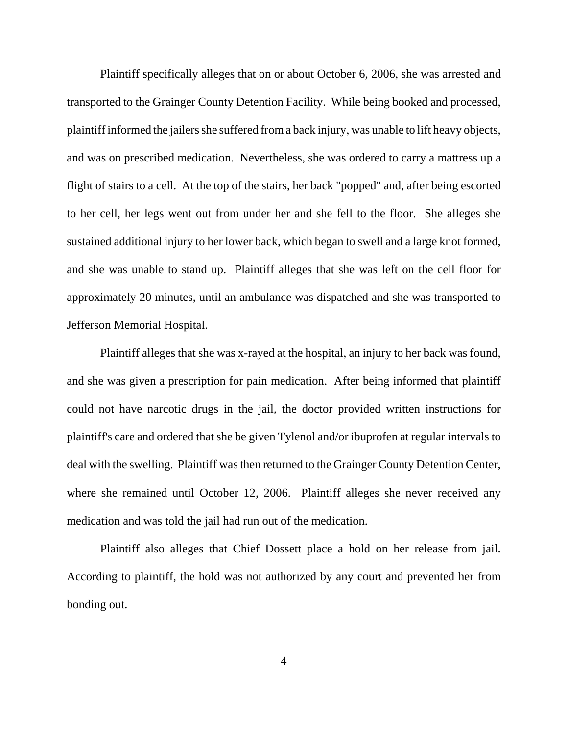Plaintiff specifically alleges that on or about October 6, 2006, she was arrested and transported to the Grainger County Detention Facility. While being booked and processed, plaintiff informed the jailers she suffered from a back injury, was unable to lift heavy objects, and was on prescribed medication. Nevertheless, she was ordered to carry a mattress up a flight of stairs to a cell. At the top of the stairs, her back "popped" and, after being escorted to her cell, her legs went out from under her and she fell to the floor. She alleges she sustained additional injury to her lower back, which began to swell and a large knot formed, and she was unable to stand up. Plaintiff alleges that she was left on the cell floor for approximately 20 minutes, until an ambulance was dispatched and she was transported to Jefferson Memorial Hospital.

Plaintiff alleges that she was x-rayed at the hospital, an injury to her back was found, and she was given a prescription for pain medication. After being informed that plaintiff could not have narcotic drugs in the jail, the doctor provided written instructions for plaintiff's care and ordered that she be given Tylenol and/or ibuprofen at regular intervals to deal with the swelling. Plaintiff was then returned to the Grainger County Detention Center, where she remained until October 12, 2006. Plaintiff alleges she never received any medication and was told the jail had run out of the medication.

Plaintiff also alleges that Chief Dossett place a hold on her release from jail. According to plaintiff, the hold was not authorized by any court and prevented her from bonding out.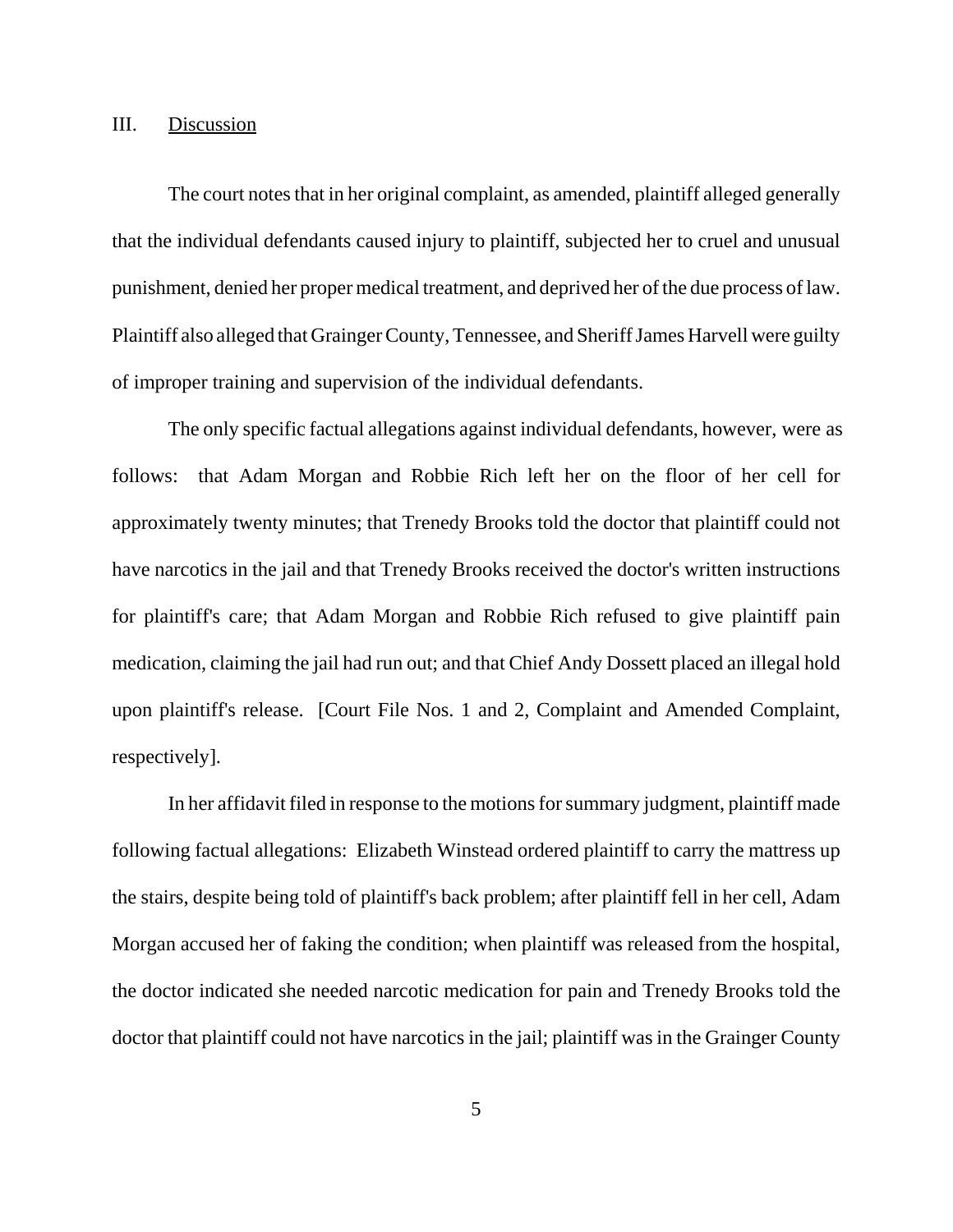## III. Discussion

The court notes that in her original complaint, as amended, plaintiff alleged generally that the individual defendants caused injury to plaintiff, subjected her to cruel and unusual punishment, denied her proper medical treatment, and deprived her of the due process of law. Plaintiff also alleged that Grainger County, Tennessee, and Sheriff James Harvell were guilty of improper training and supervision of the individual defendants.

The only specific factual allegations against individual defendants, however, were as follows: that Adam Morgan and Robbie Rich left her on the floor of her cell for approximately twenty minutes; that Trenedy Brooks told the doctor that plaintiff could not have narcotics in the jail and that Trenedy Brooks received the doctor's written instructions for plaintiff's care; that Adam Morgan and Robbie Rich refused to give plaintiff pain medication, claiming the jail had run out; and that Chief Andy Dossett placed an illegal hold upon plaintiff's release. [Court File Nos. 1 and 2, Complaint and Amended Complaint, respectively].

In her affidavit filed in response to the motions for summary judgment, plaintiff made following factual allegations: Elizabeth Winstead ordered plaintiff to carry the mattress up the stairs, despite being told of plaintiff's back problem; after plaintiff fell in her cell, Adam Morgan accused her of faking the condition; when plaintiff was released from the hospital, the doctor indicated she needed narcotic medication for pain and Trenedy Brooks told the doctor that plaintiff could not have narcotics in the jail; plaintiff was in the Grainger County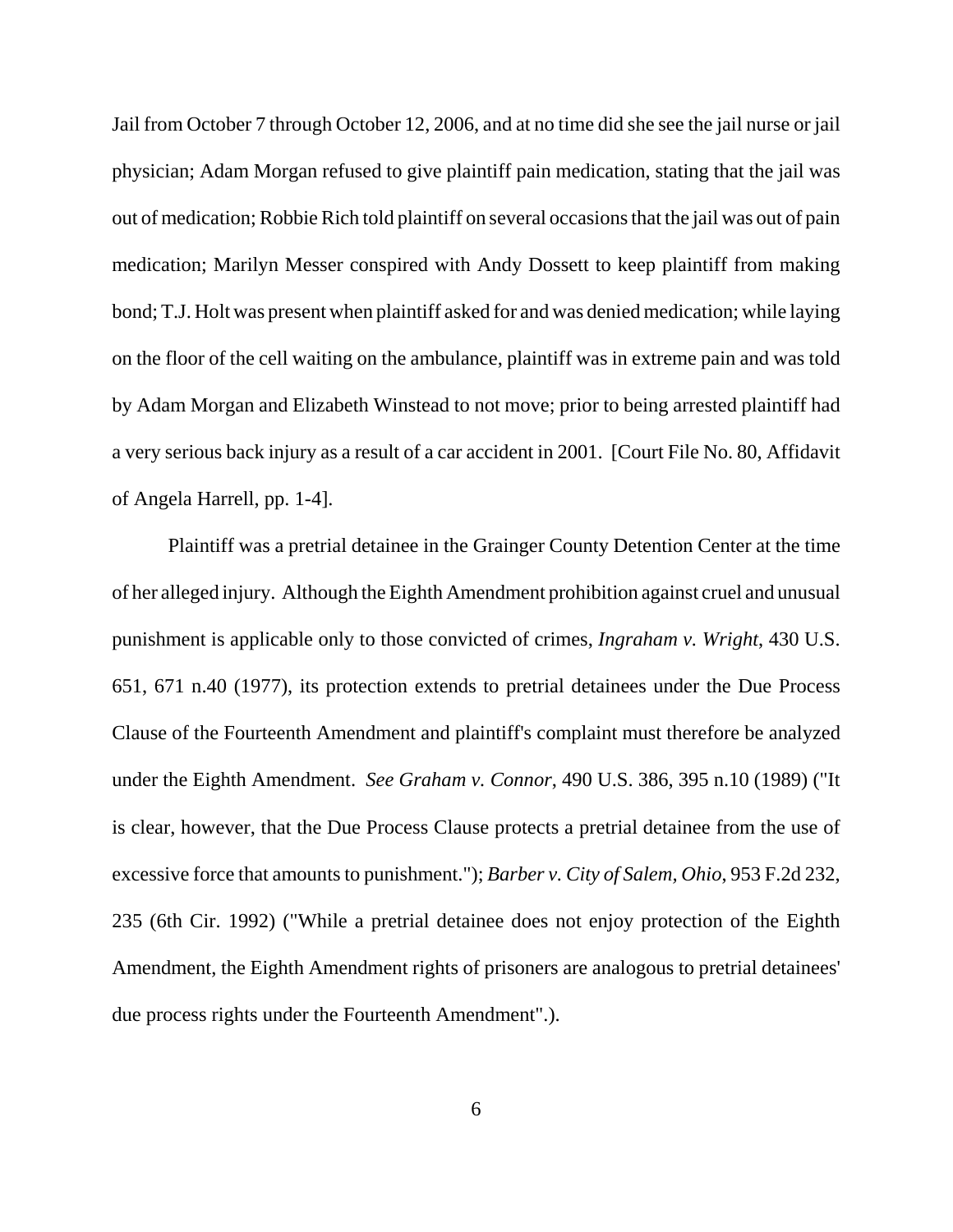Jail from October 7 through October 12, 2006, and at no time did she see the jail nurse or jail physician; Adam Morgan refused to give plaintiff pain medication, stating that the jail was out of medication; Robbie Rich told plaintiff on several occasions that the jail was out of pain medication; Marilyn Messer conspired with Andy Dossett to keep plaintiff from making bond; T.J. Holt was present when plaintiff asked for and was denied medication; while laying on the floor of the cell waiting on the ambulance, plaintiff was in extreme pain and was told by Adam Morgan and Elizabeth Winstead to not move; prior to being arrested plaintiff had a very serious back injury as a result of a car accident in 2001. [Court File No. 80, Affidavit of Angela Harrell, pp. 1-4].

Plaintiff was a pretrial detainee in the Grainger County Detention Center at the time of her alleged injury. Although the Eighth Amendment prohibition against cruel and unusual punishment is applicable only to those convicted of crimes, *Ingraham v. Wright*, 430 U.S. 651, 671 n.40 (1977), its protection extends to pretrial detainees under the Due Process Clause of the Fourteenth Amendment and plaintiff's complaint must therefore be analyzed under the Eighth Amendment. *See Graham v. Connor*, 490 U.S. 386, 395 n.10 (1989) ("It is clear, however, that the Due Process Clause protects a pretrial detainee from the use of excessive force that amounts to punishment."); *Barber v. City of Salem, Ohio*, 953 F.2d 232, 235 (6th Cir. 1992) ("While a pretrial detainee does not enjoy protection of the Eighth Amendment, the Eighth Amendment rights of prisoners are analogous to pretrial detainees' due process rights under the Fourteenth Amendment".).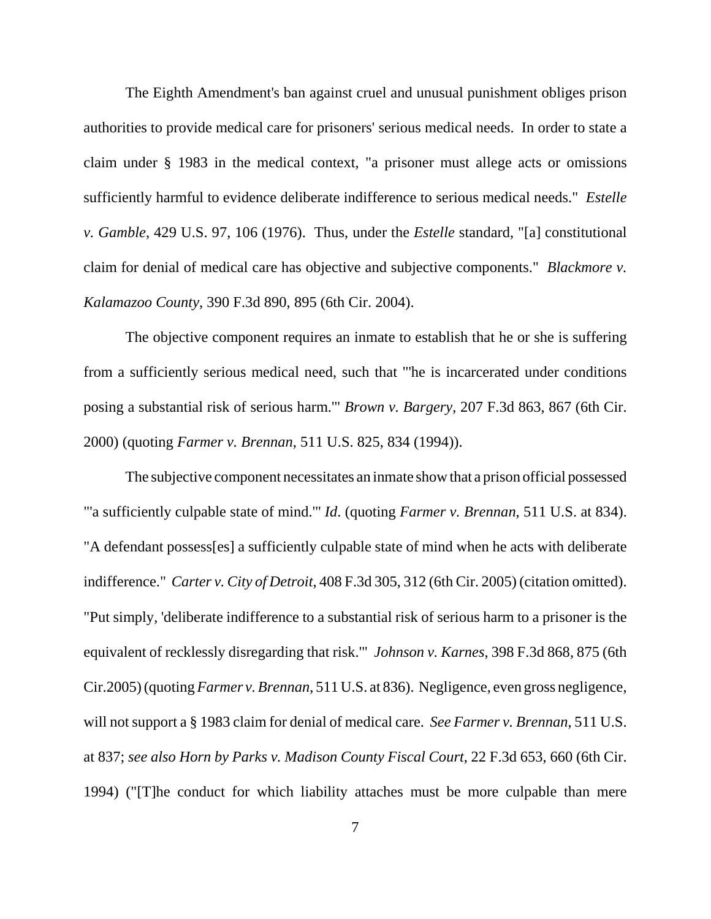The Eighth Amendment's ban against cruel and unusual punishment obliges prison authorities to provide medical care for prisoners' serious medical needs. In order to state a claim under § 1983 in the medical context, "a prisoner must allege acts or omissions sufficiently harmful to evidence deliberate indifference to serious medical needs." *Estelle v. Gamble*, 429 U.S. 97, 106 (1976). Thus, under the *Estelle* standard, "[a] constitutional claim for denial of medical care has objective and subjective components." *Blackmore v. Kalamazoo County*, 390 F.3d 890, 895 (6th Cir. 2004).

The objective component requires an inmate to establish that he or she is suffering from a sufficiently serious medical need, such that "'he is incarcerated under conditions posing a substantial risk of serious harm.'" *Brown v. Bargery*, 207 F.3d 863, 867 (6th Cir. 2000) (quoting *Farmer v. Brennan*, 511 U.S. 825, 834 (1994)).

The subjective component necessitates an inmate show that a prison official possessed "'a sufficiently culpable state of mind.'" *Id*. (quoting *Farmer v. Brennan*, 511 U.S. at 834). "A defendant possess[es] a sufficiently culpable state of mind when he acts with deliberate indifference." *Carter v. City of Detroit*, 408 F.3d 305, 312 (6th Cir. 2005) (citation omitted). "Put simply, 'deliberate indifference to a substantial risk of serious harm to a prisoner is the equivalent of recklessly disregarding that risk.'" *Johnson v. Karnes*, 398 F.3d 868, 875 (6th Cir.2005) (quoting *Farmer v. Brennan*, 511 U.S. at 836). Negligence, even gross negligence, will not support a § 1983 claim for denial of medical care. *See Farmer v. Brennan*, 511 U.S. at 837; *see also Horn by Parks v. Madison County Fiscal Court*, 22 F.3d 653, 660 (6th Cir. 1994) ("[T]he conduct for which liability attaches must be more culpable than mere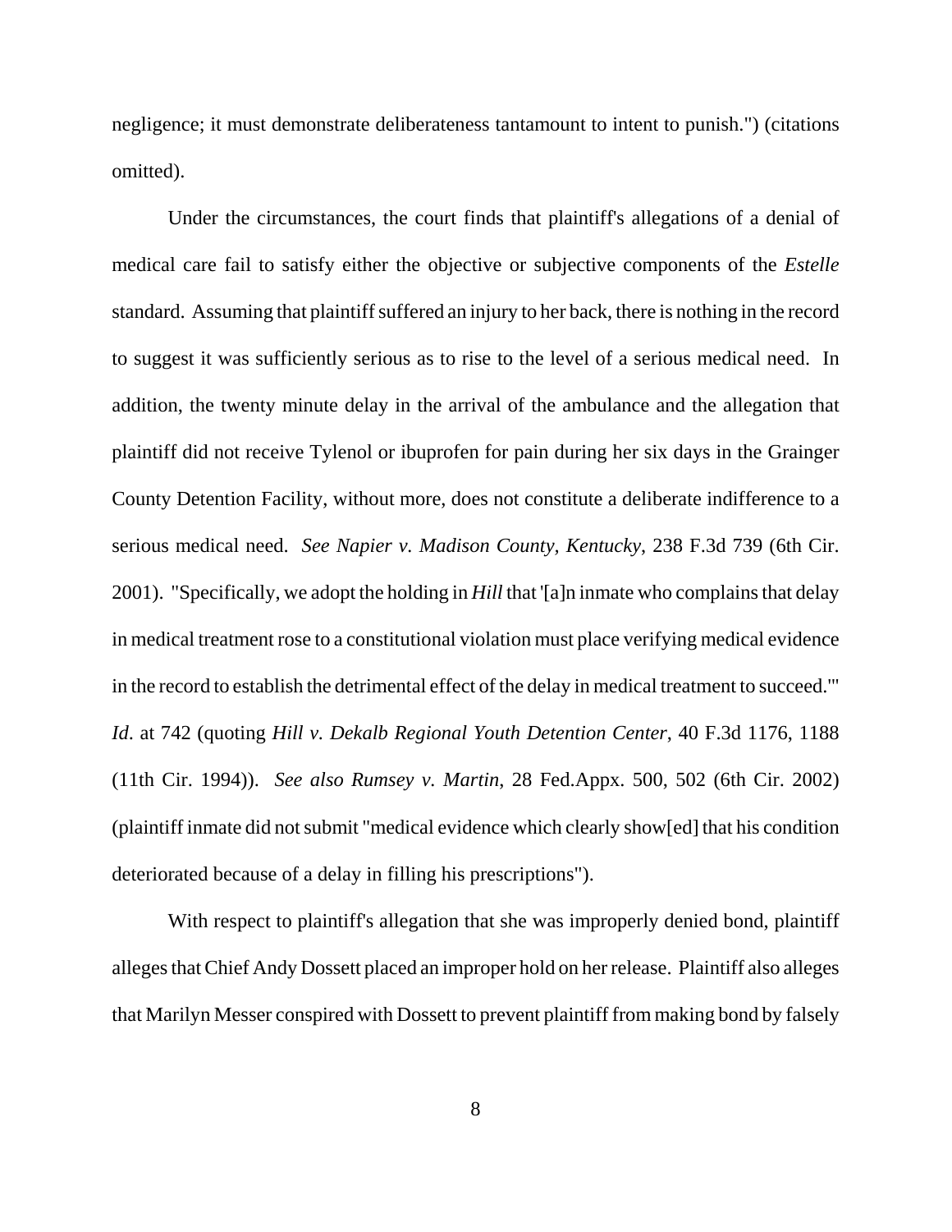negligence; it must demonstrate deliberateness tantamount to intent to punish.") (citations omitted).

Under the circumstances, the court finds that plaintiff's allegations of a denial of medical care fail to satisfy either the objective or subjective components of the *Estelle* standard. Assuming that plaintiff suffered an injury to her back, there is nothing in the record to suggest it was sufficiently serious as to rise to the level of a serious medical need. In addition, the twenty minute delay in the arrival of the ambulance and the allegation that plaintiff did not receive Tylenol or ibuprofen for pain during her six days in the Grainger County Detention Facility, without more, does not constitute a deliberate indifference to a serious medical need. *See Napier v. Madison County, Kentucky*, 238 F.3d 739 (6th Cir. 2001). "Specifically, we adopt the holding in *Hill* that '[a]n inmate who complains that delay in medical treatment rose to a constitutional violation must place verifying medical evidence in the record to establish the detrimental effect of the delay in medical treatment to succeed.'" *Id*. at 742 (quoting *Hill v. Dekalb Regional Youth Detention Center*, 40 F.3d 1176, 1188 (11th Cir. 1994)). *See also Rumsey v. Martin*, 28 Fed.Appx. 500, 502 (6th Cir. 2002) (plaintiff inmate did not submit "medical evidence which clearly show[ed] that his condition deteriorated because of a delay in filling his prescriptions").

With respect to plaintiff's allegation that she was improperly denied bond, plaintiff alleges that Chief Andy Dossett placed an improper hold on her release. Plaintiff also alleges that Marilyn Messer conspired with Dossett to prevent plaintiff from making bond by falsely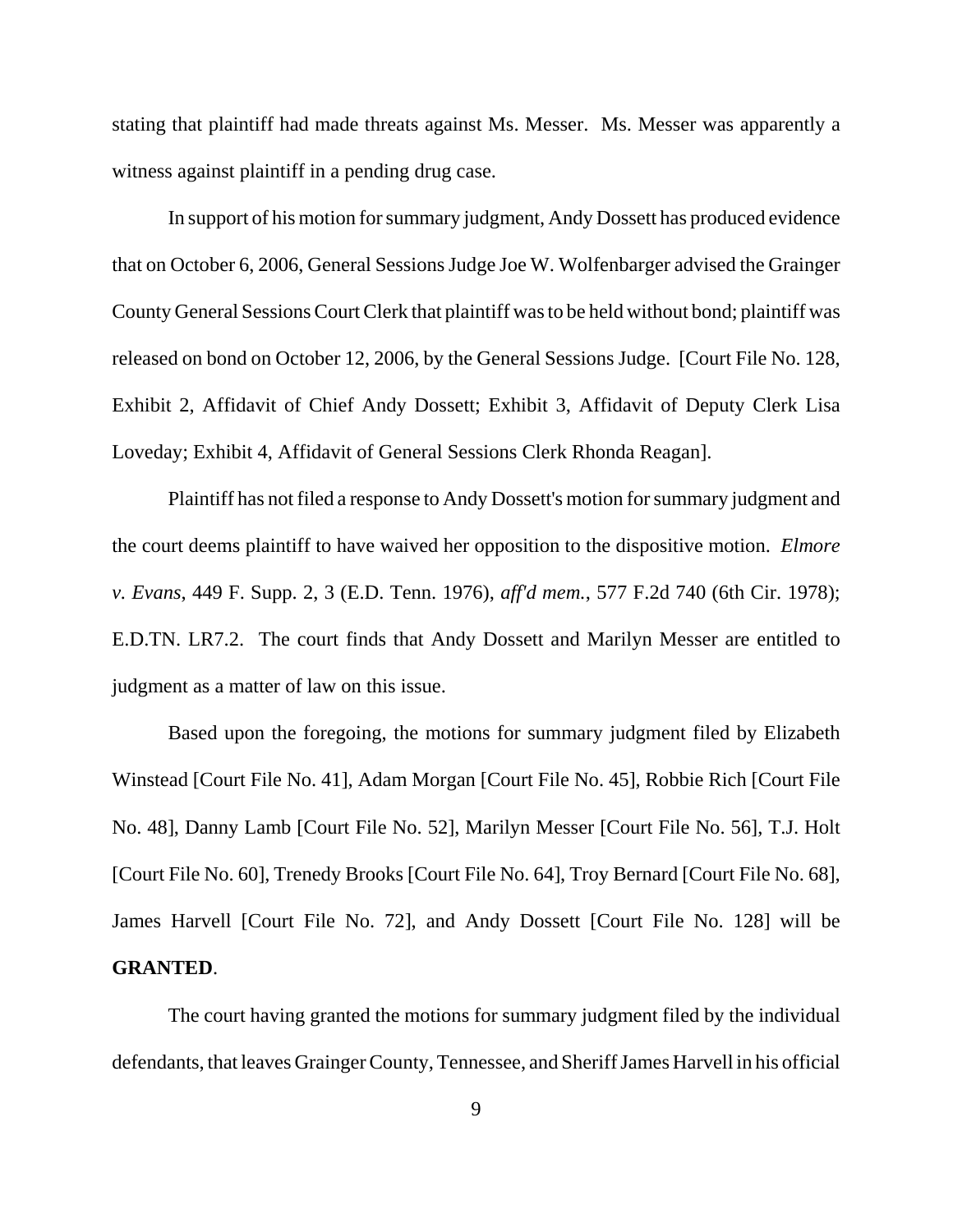stating that plaintiff had made threats against Ms. Messer. Ms. Messer was apparently a witness against plaintiff in a pending drug case.

In support of his motion for summary judgment, Andy Dossett has produced evidence that on October 6, 2006, General Sessions Judge Joe W. Wolfenbarger advised the Grainger County General Sessions Court Clerk that plaintiff was to be held without bond; plaintiff was released on bond on October 12, 2006, by the General Sessions Judge. [Court File No. 128, Exhibit 2, Affidavit of Chief Andy Dossett; Exhibit 3, Affidavit of Deputy Clerk Lisa Loveday; Exhibit 4, Affidavit of General Sessions Clerk Rhonda Reagan].

Plaintiff has not filed a response to Andy Dossett's motion for summary judgment and the court deems plaintiff to have waived her opposition to the dispositive motion. *Elmore v. Evans*, 449 F. Supp. 2, 3 (E.D. Tenn. 1976), *aff'd mem.*, 577 F.2d 740 (6th Cir. 1978); E.D.TN. LR7.2. The court finds that Andy Dossett and Marilyn Messer are entitled to judgment as a matter of law on this issue.

Based upon the foregoing, the motions for summary judgment filed by Elizabeth Winstead [Court File No. 41], Adam Morgan [Court File No. 45], Robbie Rich [Court File No. 48], Danny Lamb [Court File No. 52], Marilyn Messer [Court File No. 56], T.J. Holt [Court File No. 60], Trenedy Brooks [Court File No. 64], Troy Bernard [Court File No. 68], James Harvell [Court File No. 72], and Andy Dossett [Court File No. 128] will be **GRANTED**.

The court having granted the motions for summary judgment filed by the individual defendants, that leaves Grainger County, Tennessee, and Sheriff James Harvell in his official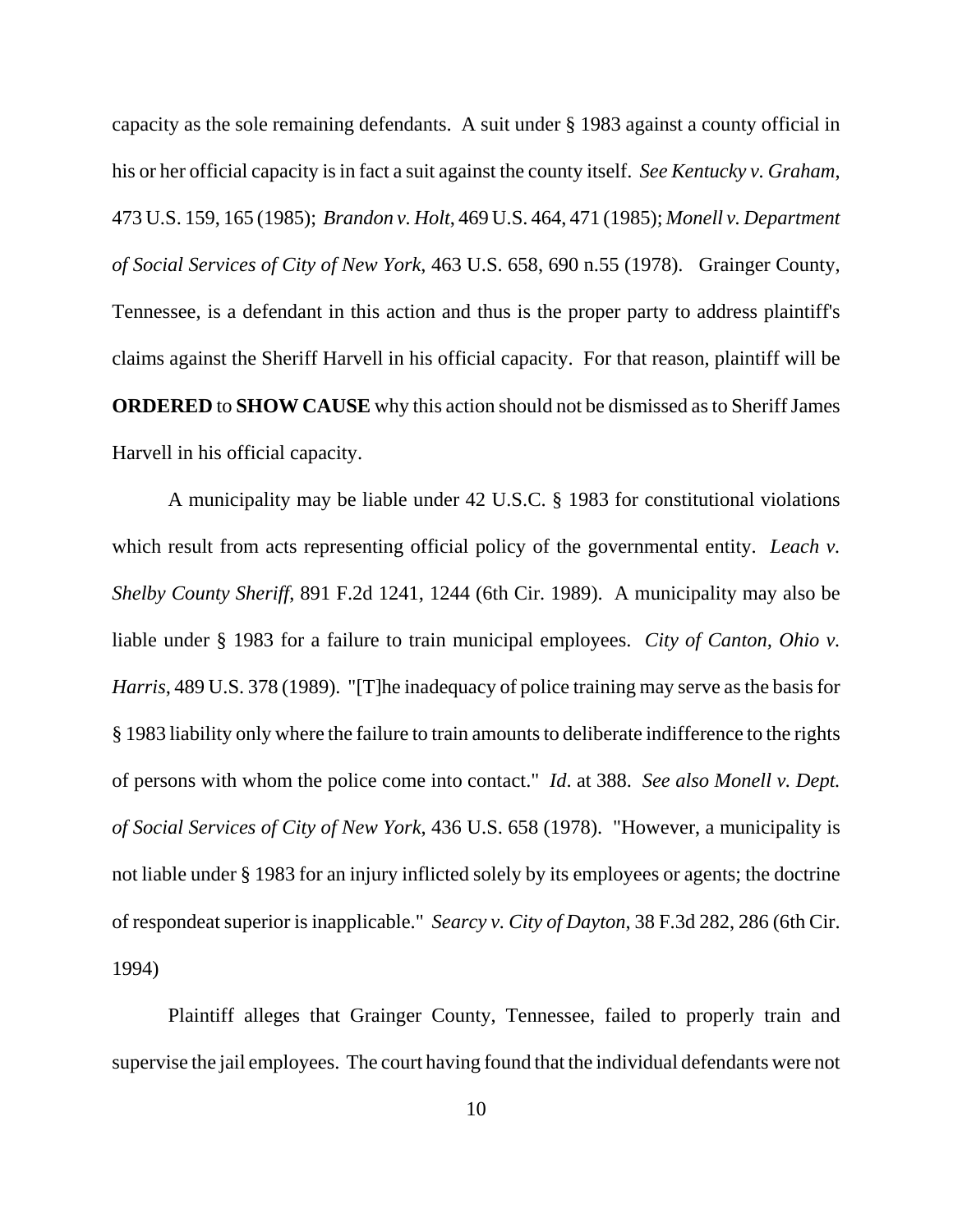capacity as the sole remaining defendants. A suit under § 1983 against a county official in his or her official capacity is in fact a suit against the county itself. *See Kentucky v. Graham*, 473 U.S. 159, 165 (1985); *Brandon v. Holt*, 469 U.S. 464, 471 (1985); *Monell v. Department of Social Services of City of New York*, 463 U.S. 658, 690 n.55 (1978). Grainger County, Tennessee, is a defendant in this action and thus is the proper party to address plaintiff's claims against the Sheriff Harvell in his official capacity. For that reason, plaintiff will be **ORDERED** to **SHOW CAUSE** why this action should not be dismissed as to Sheriff James Harvell in his official capacity.

A municipality may be liable under 42 U.S.C. § 1983 for constitutional violations which result from acts representing official policy of the governmental entity. *Leach v. Shelby County Sheriff*, 891 F.2d 1241, 1244 (6th Cir. 1989). A municipality may also be liable under § 1983 for a failure to train municipal employees. *City of Canton, Ohio v. Harris*, 489 U.S. 378 (1989). "[T]he inadequacy of police training may serve as the basis for § 1983 liability only where the failure to train amounts to deliberate indifference to the rights of persons with whom the police come into contact." *Id*. at 388. *See also Monell v. Dept. of Social Services of City of New York*, 436 U.S. 658 (1978). "However, a municipality is not liable under § 1983 for an injury inflicted solely by its employees or agents; the doctrine of respondeat superior is inapplicable." *Searcy v. City of Dayton*, 38 F.3d 282, 286 (6th Cir. 1994)

Plaintiff alleges that Grainger County, Tennessee, failed to properly train and supervise the jail employees. The court having found that the individual defendants were not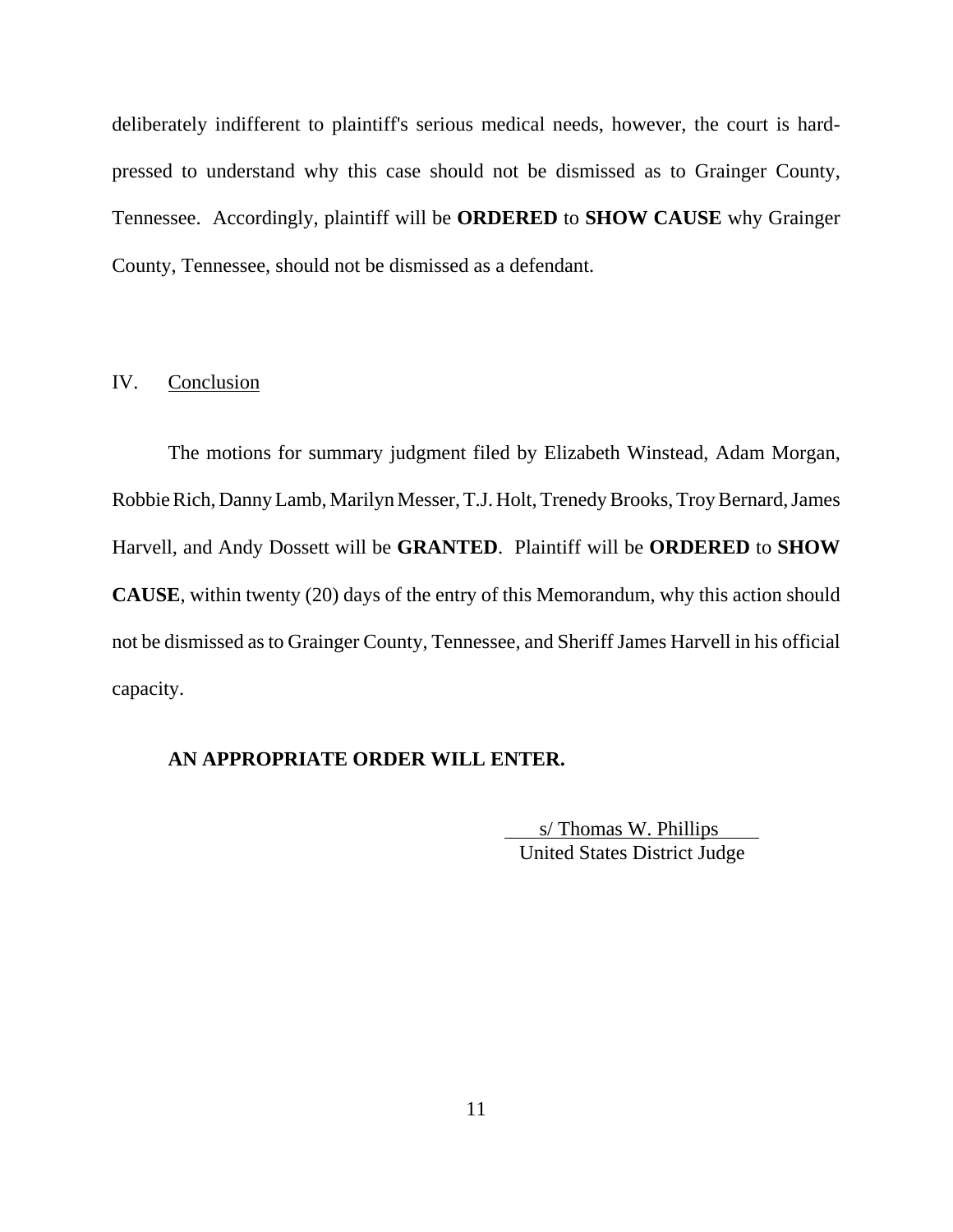deliberately indifferent to plaintiff's serious medical needs, however, the court is hard-pressed to understand why this case should not be dismissed as to Grainger County, Tennessee. Accordingly, plaintiff will be **ORDERED** to **SHOW CAUSE** why Grainger County, Tennessee, should not be dismissed as a defendant.

## IV. Conclusion

The motions for summary judgment filed by Elizabeth Winstead, Adam Morgan, Robbie Rich, Danny Lamb, Marilyn Messer, T.J. Holt, Trenedy Brooks, Troy Bernard, James Harvell, and Andy Dossett will be **GRANTED**. Plaintiff will be **ORDERED** to **SHOW CAUSE**, within twenty (20) days of the entry of this Memorandum, why this action should not be dismissed as to Grainger County, Tennessee, and Sheriff James Harvell in his official capacity.

**AN APPROPRIATE ORDER WILL ENTER.**

s/ Thomas W. Phillips
United States District Judge